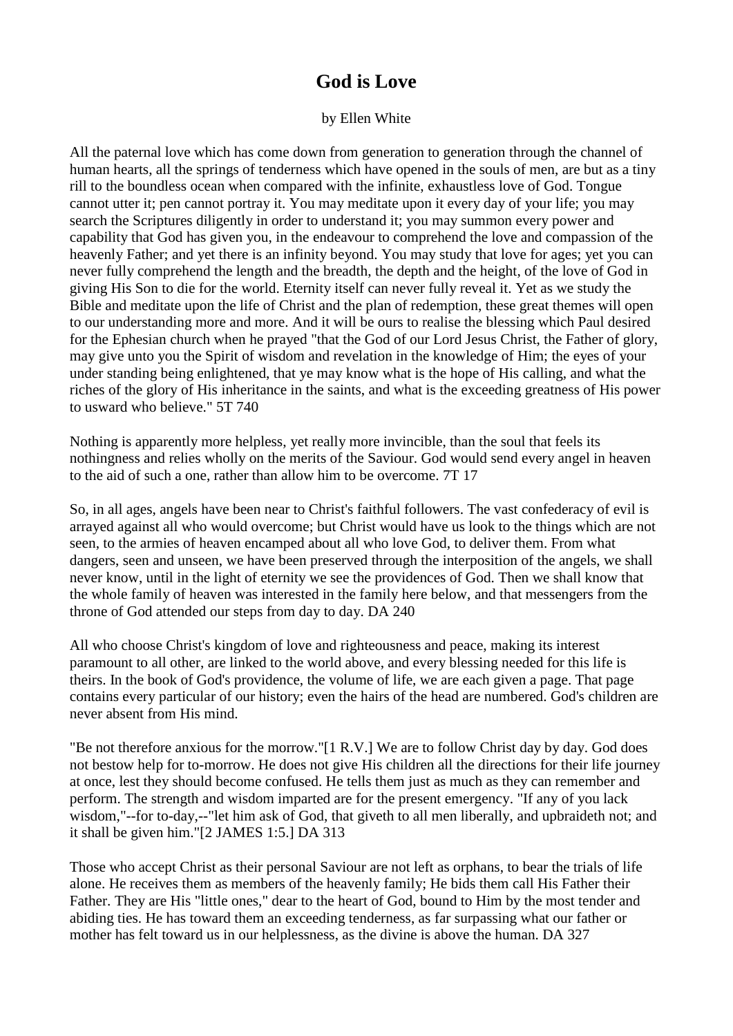# God is Love

by Ellen White

All the paternal love which has come down from generation to generation through the channel of human hearts, all the springs of tenderness which have opened in the souls of men, are but as a tiny rill to the boundless ocean when compared with the infinite, exhaustless love of God. Tongue cannot utter it; pen cannot portray it. You may meditate upon it every day of your life; you may search the Scriptures diligently in order to understand it; you may summon every power and capability that God has given you, in the endeavour to comprehend the love and compassion of the heavenly Father; and yet there is an infinity beyond. You may study that love for ages; yet you can never fully comprehend the length and the breadth, the depth and the height, of the love of God in giving His Son to die for the world. Eternity itself can never fully reveal it. Yet as we study the Bible and meditate upon the life of Christ and the plan of redemption, these great themes will open to our understanding more and more. And it will be ours to realise the blessing which Paul desired for the Ephesian church when he prayed "that the God of our Lord Jesus Christ, the Father of glory, may give unto you the Spirit of wisdom and revelation in the knowledge of Him; the eyes of your under standing being enlightened, that ye may know what is the hope of His calling, and what the riches of the glory of His inheritance in the saints, and what is the exceeding greatness of His power to usward who believe." 5T 740

Nothing is apparently more helpless, yet really more invincible, than the soul that feels its nothingness and relies wholly on the merits of the Saviour. God would send every angel in heaven to the aid of such a one, rather than allow him to be overcome. 7T 17

So, in all ages, angels have been near to Christ's faithful followers. The vast confederacy of evil is arrayed against all who would overcome; but Christ would have us look to the things which are not seen, to the armies of heaven encamped about all who love God, to deliver them. From what dangers, seen and unseen, we have been preserved through the interposition of the angels, we shall never know, until in the light of eternity we see the providences of God. Then we shall know that the whole family of heaven was interested in the family here below, and that messengers from the throne of God attended our steps from day to day. DA 240

All who choose Christ's kingdom of love and righteousness and peace, making its interest paramount to all other, are linked to the world above, and every blessing needed for this life is theirs. In the book of God's providence, the volume of life, we are each given a page. That page contains every particular of our history; even the hairs of the head are numbered. God's children are never absent from His mind.

"Be not therefore anxious for the morrow."[1 R.V.] We are to follow Christ day by day. God does not bestow help for to-morrow. He does not give His children all the directions for their life journey at once, lest they should become confused. He tells them just as much as they can remember and perform. The strength and wisdom imparted are for the present emergency. "If any of you lack wisdom,"--for to-day,--"let him ask of God, that giveth to all men liberally, and upbraideth not; and it shall be given him."[2 JAMES 1:5.] DA 313

Those who accept Christ as their personal Saviour are not left as orphans, to bear the trials of life alone. He receives them as members of the heavenly family; He bids them call His Father their Father. They are His "little ones," dear to the heart of God, bound to Him by the most tender and abiding ties. He has toward them an exceeding tenderness, as far surpassing what our father or mother has felt toward us in our helplessness, as the divine is above the human. DA 327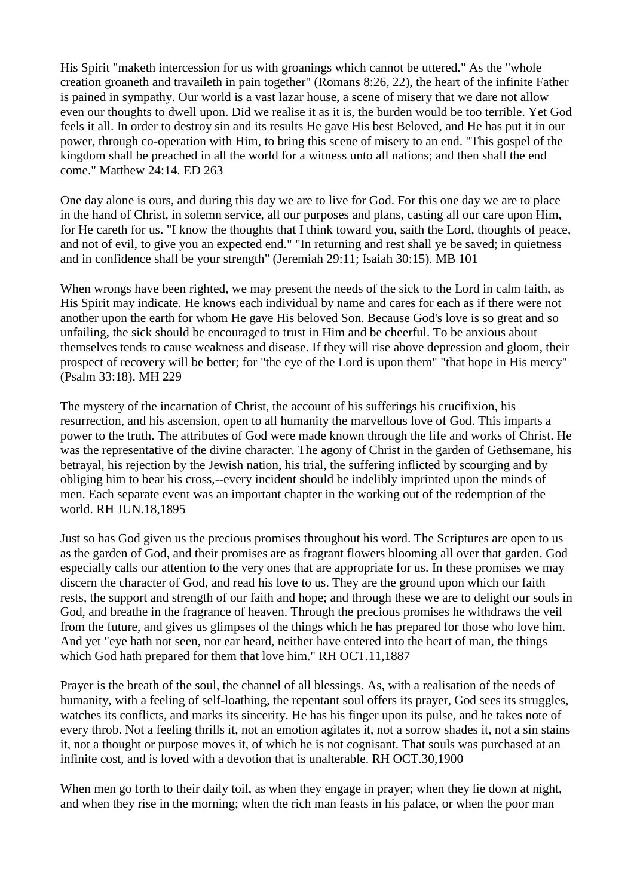His Spirit "maketh intercession for us with groanings which cannot be uttered." As the "whole creation groaneth and travaileth in pain together" (Romans 8:26, 22), the heart of the infinite Father is pained in sympathy. Our world is a vast lazar house, a scene of misery that we dare not allow even our thoughts to dwell upon. Did we realise it as it is, the burden would be too terrible. Yet God feels it all. In order to destroy sin and its results He gave His best Beloved, and He has put it in our power, through co-operation with Him, to bring this scene of misery to an end. "This gospel of the kingdom shall be preached in all the world for a witness unto all nations; and then shall the end come." Matthew 24:14. ED 263

One day alone is ours, and during this day we are to live for God. For this one day we are to place in the hand of Christ, in solemn service, all our purposes and plans, casting all our care upon Him, for He careth for us. "I know the thoughts that I think toward you, saith the Lord, thoughts of peace, and not of evil, to give you an expected end." "In returning and rest shall ye be saved; in quietness and in confidence shall be your strength" (Jeremiah 29:11; Isaiah 30:15). MB 101

When wrongs have been righted, we may present the needs of the sick to the Lord in calm faith, as His Spirit may indicate. He knows each individual by name and cares for each as if there were not another upon the earth for whom He gave His beloved Son. Because God's love is so great and so unfailing, the sick should be encouraged to trust in Him and be cheerful. To be anxious about themselves tends to cause weakness and disease. If they will rise above depression and gloom, their prospect of recovery will be better; for "the eye of the Lord is upon them" "that hope in His mercy" (Psalm 33:18). MH 229

The mystery of the incarnation of Christ, the account of his sufferings his crucifixion, his resurrection, and his ascension, open to all humanity the marvellous love of God. This imparts a power to the truth. The attributes of God were made known through the life and works of Christ. He was the representative of the divine character. The agony of Christ in the garden of Gethsemane, his betrayal, his rejection by the Jewish nation, his trial, the suffering inflicted by scourging and by obliging him to bear his cross,--every incident should be indelibly imprinted upon the minds of men. Each separate event was an important chapter in the working out of the redemption of the world. RH JUN.18,1895

Just so has God given us the precious promises throughout his word. The Scriptures are open to us as the garden of God, and their promises are as fragrant flowers blooming all over that garden. God especially calls our attention to the very ones that are appropriate for us. In these promises we may discern the character of God, and read his love to us. They are the ground upon which our faith rests, the support and strength of our faith and hope; and through these we are to delight our souls in God, and breathe in the fragrance of heaven. Through the precious promises he withdraws the veil from the future, and gives us glimpses of the things which he has prepared for those who love him. And yet "eye hath not seen, nor ear heard, neither have entered into the heart of man, the things which God hath prepared for them that love him." RH OCT.11,1887

Prayer is the breath of the soul, the channel of all blessings. As, with a realisation of the needs of humanity, with a feeling of self-loathing, the repentant soul offers its prayer, God sees its struggles, watches its conflicts, and marks its sincerity. He has his finger upon its pulse, and he takes note of every throb. Not a feeling thrills it, not an emotion agitates it, not a sorrow shades it, not a sin stains it, not a thought or purpose moves it, of which he is not cognisant. That souls was purchased at an infinite cost, and is loved with a devotion that is unalterable. RH OCT.30,1900

When men go forth to their daily toil, as when they engage in prayer; when they lie down at night, and when they rise in the morning; when the rich man feasts in his palace, or when the poor man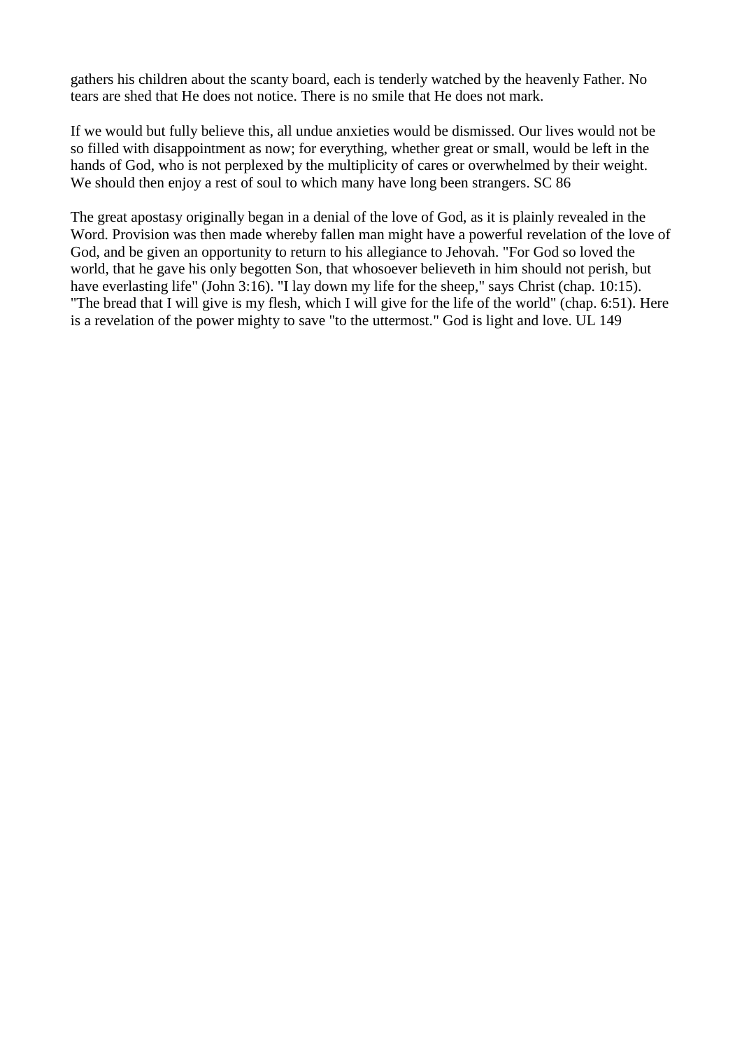gathers his children about the scanty board, each is tenderly watched by the heavenly Father. No tears are shed that He does not notice. There is no smile that He does not mark.

If we would but fully believe this, all undue anxieties would be dismissed. Our lives would not be so filled with disappointment as now; for everything, whether great or small, would be left in the hands of God, who is not perplexed by the multiplicity of cares or overwhelmed by their weight. We should then enjoy a rest of soul to which many have long been strangers. SC 86

The great apostasy originally began in a denial of the love of God, as it is plainly revealed in the Word. Provision was then made whereby fallen man might have a powerful revelation of the love of God, and be given an opportunity to return to his allegiance to Jehovah. "For God so loved the world, that he gave his only begotten Son, that whosoever believeth in him should not perish, but have everlasting life" (John 3:16). "I lay down my life for the sheep," says Christ (chap. 10:15). "The bread that I will give is my flesh, which I will give for the life of the world" (chap. 6:51). Here is a revelation of the power mighty to save "to the uttermost." God is light and love. UL 149